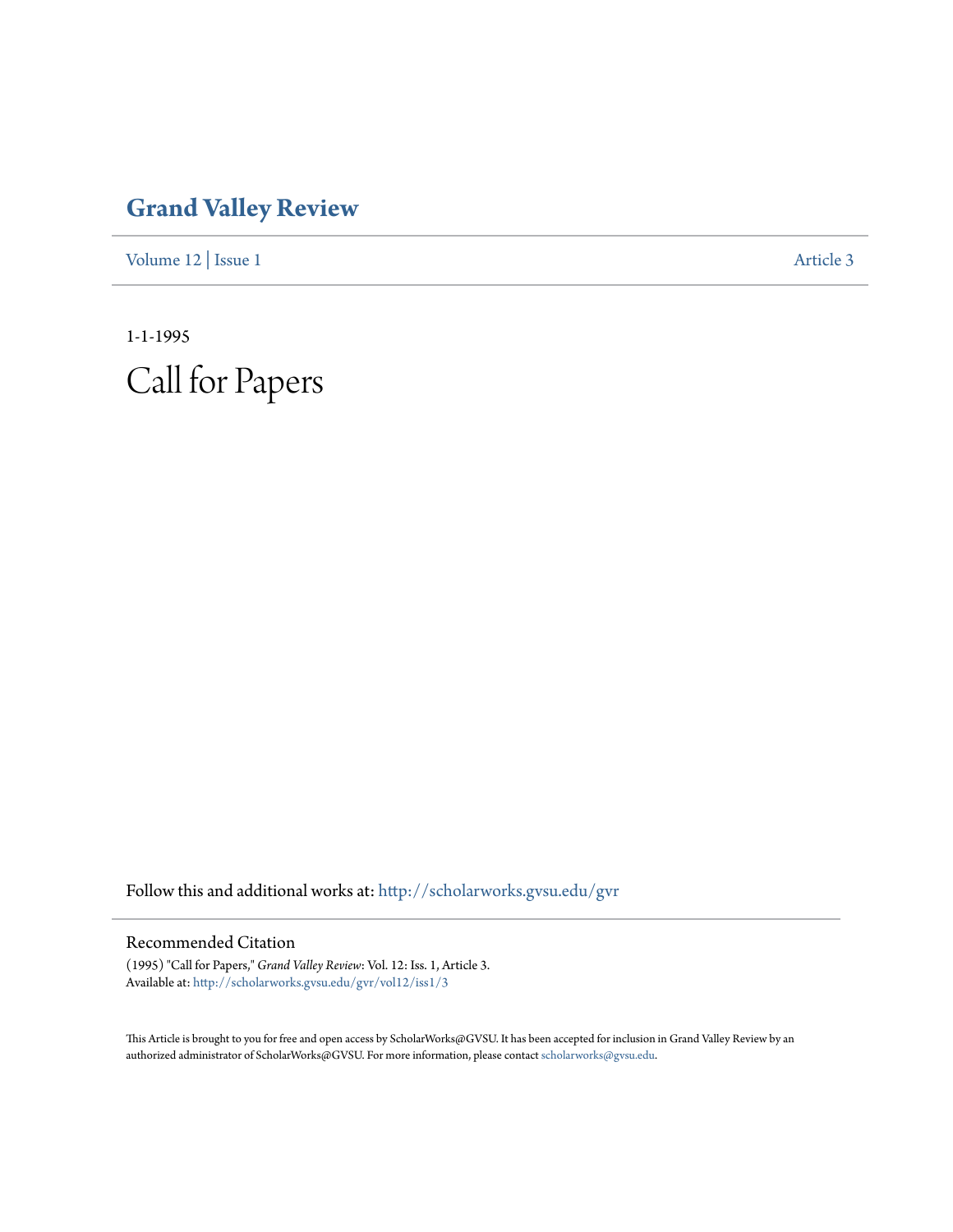# Grand Valley Review

Volume 12 | Issue 1 Article 3

1-1-1995

# Call for Papers

Follow this and additional works at: http://scholarworks.gvsu.edu/gvr

## Recommended Citation

(1995) "Call for Papers," *Grand Valley Review*: Vol. 12: Iss. 1, Article 3.
Available at: http://scholarworks.gvsu.edu/gvr/vol12/iss1/3

This Article is brought to you for free and open access by ScholarWorks@GVSU. It has been accepted for inclusion in Grand Valley Review by an authorized administrator of ScholarWorks@GVSU. For more information, please contact scholarworks@gvsu.edu.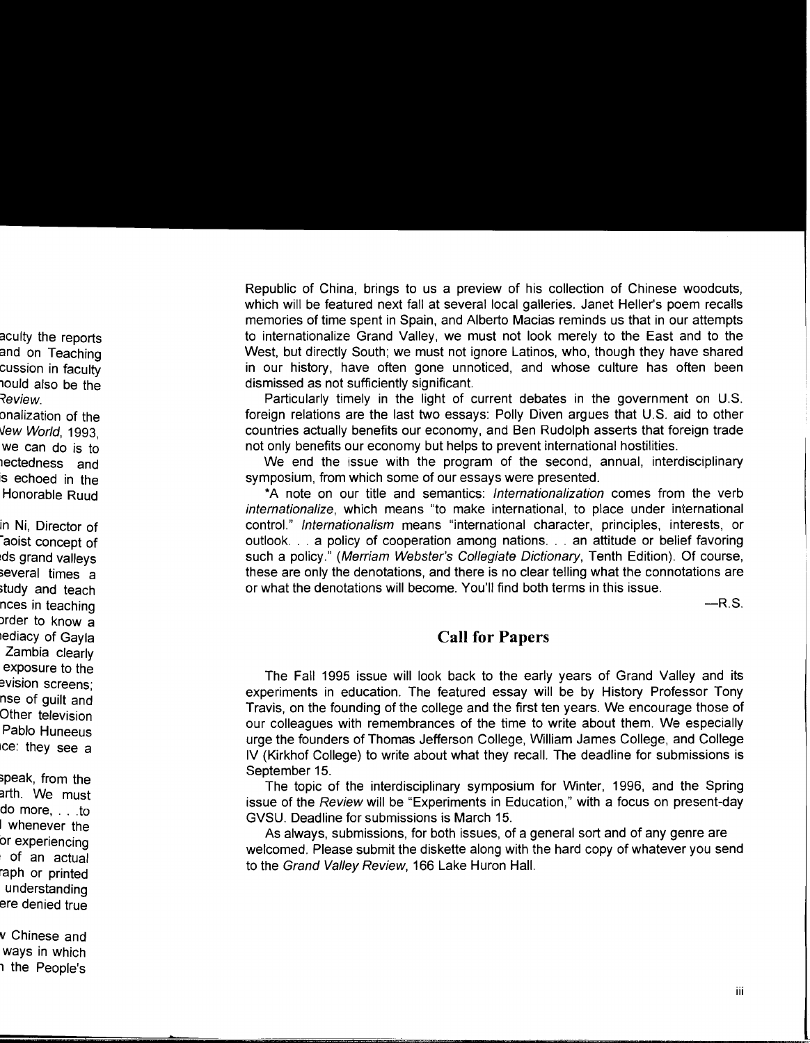Republic of China, brings to us a preview of his collection of Chinese woodcuts, which will be featured next fall at several local galleries. Janet Heller's poem recalls memories of time spent in Spain, and Alberto Macias reminds us that in our attempts to internationalize Grand Valley, we must not look merely to the East and to the West, but directly South; we must not ignore Latinos, who, though they have shared in our history, have often gone unnoticed, and whose culture has often been dismissed as not sufficiently significant.

Particularly timely in the light of current debates in the government on U.S. foreign relations are the last two essays: Polly Diven argues that U.S. aid to other countries actually benefits our economy, and Ben Rudolph asserts that foreign trade not only benefits our economy but helps to prevent international hostilities.

We end the issue with the program of the second, annual, interdisciplinary symposium, from which some of our essays were presented.

*A note on our title and semantics: *Internationalization* comes from the verb *internationalize*, which means "to make international, to place under international control." *Internationalism* means "international character, principles, interests, or outlook. . . a policy of cooperation among nations. . . an attitude or belief favoring such a policy." (*Merriam Webster's Collegiate Dictionary*, Tenth Edition). Of course, these are only the denotations, and there is no clear telling what the connotations are or what the denotations will become. You'll find both terms in this issue.

—R.S.

## Call for Papers

The Fall 1995 issue will look back to the early years of Grand Valley and its experiments in education. The featured essay will be by History Professor Tony Travis, on the founding of the college and the first ten years. We encourage those of our colleagues with remembrances of the time to write about them. We especially urge the founders of Thomas Jefferson College, William James College, and College IV (Kirkhof College) to write about what they recall. The deadline for submissions is September 15.

The topic of the interdisciplinary symposium for Winter, 1996, and the Spring issue of the *Review* will be "Experiments in Education," with a focus on present-day GVSU. Deadline for submissions is March 15.

As always, submissions, for both issues, of a general sort and of any genre are welcomed. Please submit the diskette along with the hard copy of whatever you send to the *Grand Valley Review*, 166 Lake Huron Hall.